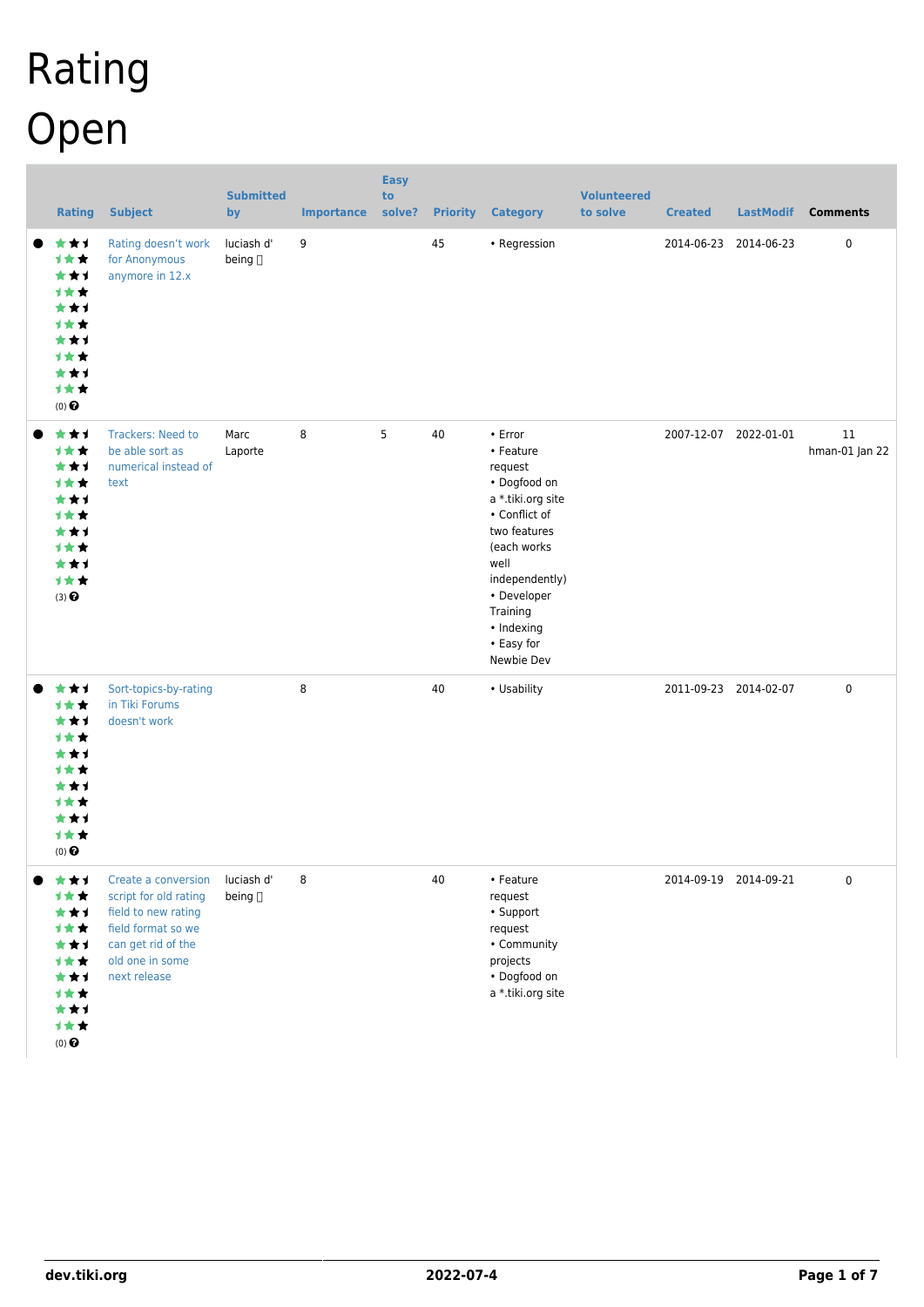# Rating

# Open

| Rating | Subject | Submitted by | Importance | Easy to solve? | Priority | Category | Volunteered to solve | Created | LastModif | Comments |
|---|---|---|---|---|---|---|---|---|---|---|
| (0) | Rating doesn't work for Anonymous anymore in 12.x | luciash d' being | 9 | | 45 | • Regression | | 2014-06-23 | 2014-06-23 | 0 |
| (3) | Trackers: Need to be able sort as numerical instead of text | Marc Laporte | 8 | 5 | 40 | • Error • Feature request • Dogfood on a *.tiki.org site • Conflict of two features (each works well independently) • Developer Training • Indexing • Easy for Newbie Dev | | 2007-12-07 | 2022-01-01 | 11 hman-01 Jan 22 |
| (0) | Sort-topics-by-rating in Tiki Forums doesn't work | | 8 | | 40 | • Usability | | 2011-09-23 | 2014-02-07 | 0 |
| (0) | Create a conversion script for old rating field to new rating field format so we can get rid of the old one in some next release | luciash d' being | 8 | | 40 | • Feature request • Support request • Community projects • Dogfood on a *.tiki.org site | | 2014-09-19 | 2014-09-21 | 0 |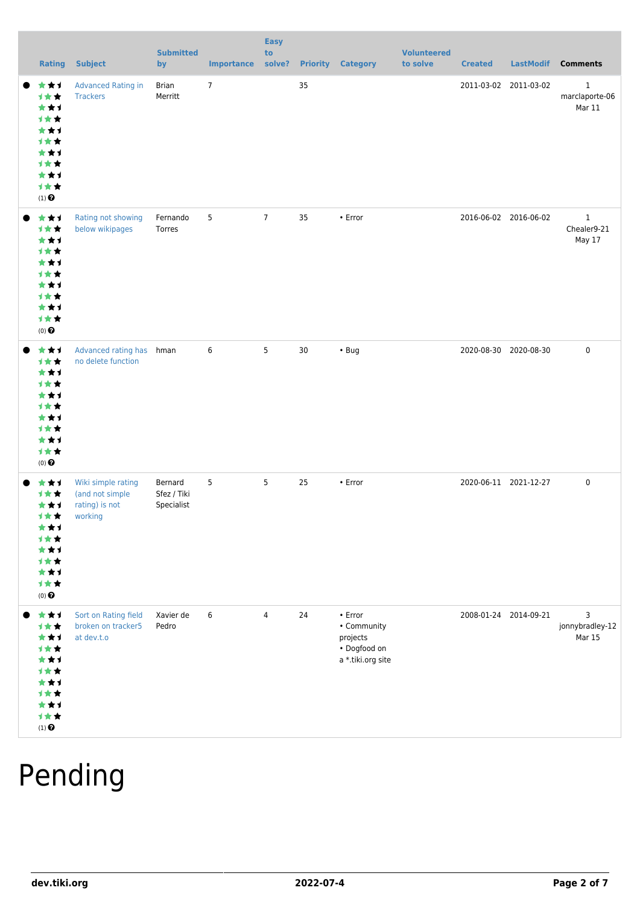| Rating | Subject | Submitted by | Importance | Easy to solve? | Priority | Category | Volunteered to solve | Created | LastModif | Comments |
|---|---|---|---|---|---|---|---|---|---|---|
| (1) | Advanced Rating in Trackers | Brian Merritt | 7 | | 35 | | | 2011-03-02 | 2011-03-02 | 1 marclaporte-06 Mar 11 |
| (0) | Rating not showing below wikipages | Fernando Torres | 5 | 7 | 35 | • Error | | 2016-06-02 | 2016-06-02 | 1 Chealer9-21 May 17 |
| (0) | Advanced rating has no delete function | hman | 6 | 5 | 30 | • Bug | | 2020-08-30 | 2020-08-30 | 0 |
| (0) | Wiki simple rating (and not simple rating) is not working | Bernard Sfez / Tiki Specialist | 5 | 5 | 25 | • Error | | 2020-06-11 | 2021-12-27 | 0 |
| (1) | Sort on Rating field broken on tracker5 at dev.t.o | Xavier de Pedro | 6 | 4 | 24 | • Error<br>• Community projects<br>• Dogfood on a *.tiki.org site | | 2008-01-24 | 2014-09-21 | 3 jonnybradley-12 Mar 15 |

# Pending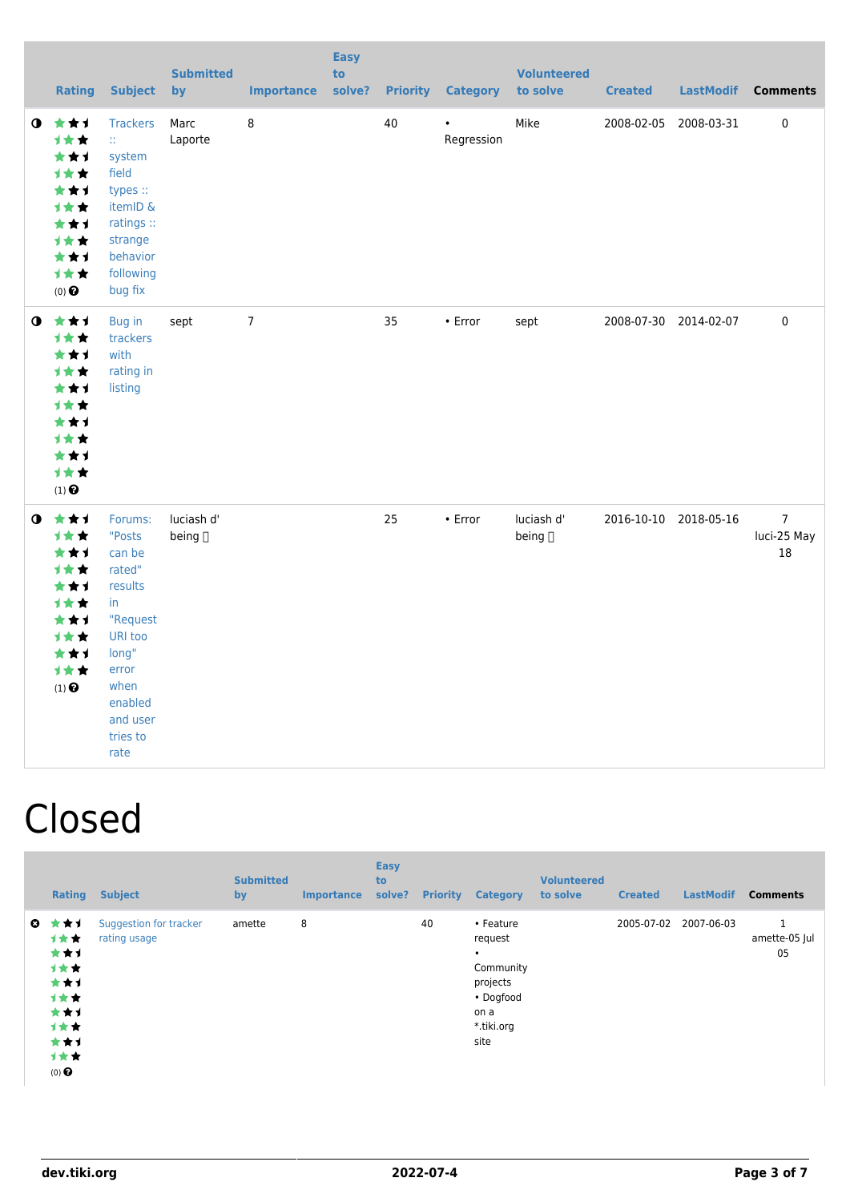|  | Rating | Subject | Submitted by | Importance | Easy to solve? | Priority | Category | Volunteered to solve | Created | LastModif | Comments |
|---|---|---|---|---|---|---|---|---|---|---|---|
| ◑ | (0) | Trackers :: system field types :: itemID & ratings :: strange behavior following bug fix | Marc Laporte | 8 |  | 40 | • Regression | Mike | 2008-02-05 | 2008-03-31 | 0 |
| ◑ | (1) | Bug in trackers with rating in listing | sept | 7 |  | 35 | • Error | sept | 2008-07-30 | 2014-02-07 | 0 |
| ◑ | (1) | Forums: "Posts can be rated" results in "Request URI too long" error when enabled and user tries to rate | luciash d' being |  |  | 25 | • Error | luciash d' being | 2016-10-10 | 2018-05-16 | 7 luci-25 May 18 |

# Closed

|  | Rating | Subject | Submitted by | Importance | Easy to solve? | Priority | Category | Volunteered to solve | Created | LastModif | Comments |
|---|---|---|---|---|---|---|---|---|---|---|---|
| ✖ | (0) | Suggestion for tracker rating usage | amette | 8 |  | 40 | • Feature request • Community projects • Dogfood on a *.tiki.org site |  | 2005-07-02 | 2007-06-03 | 1 amette-05 Jul 05 |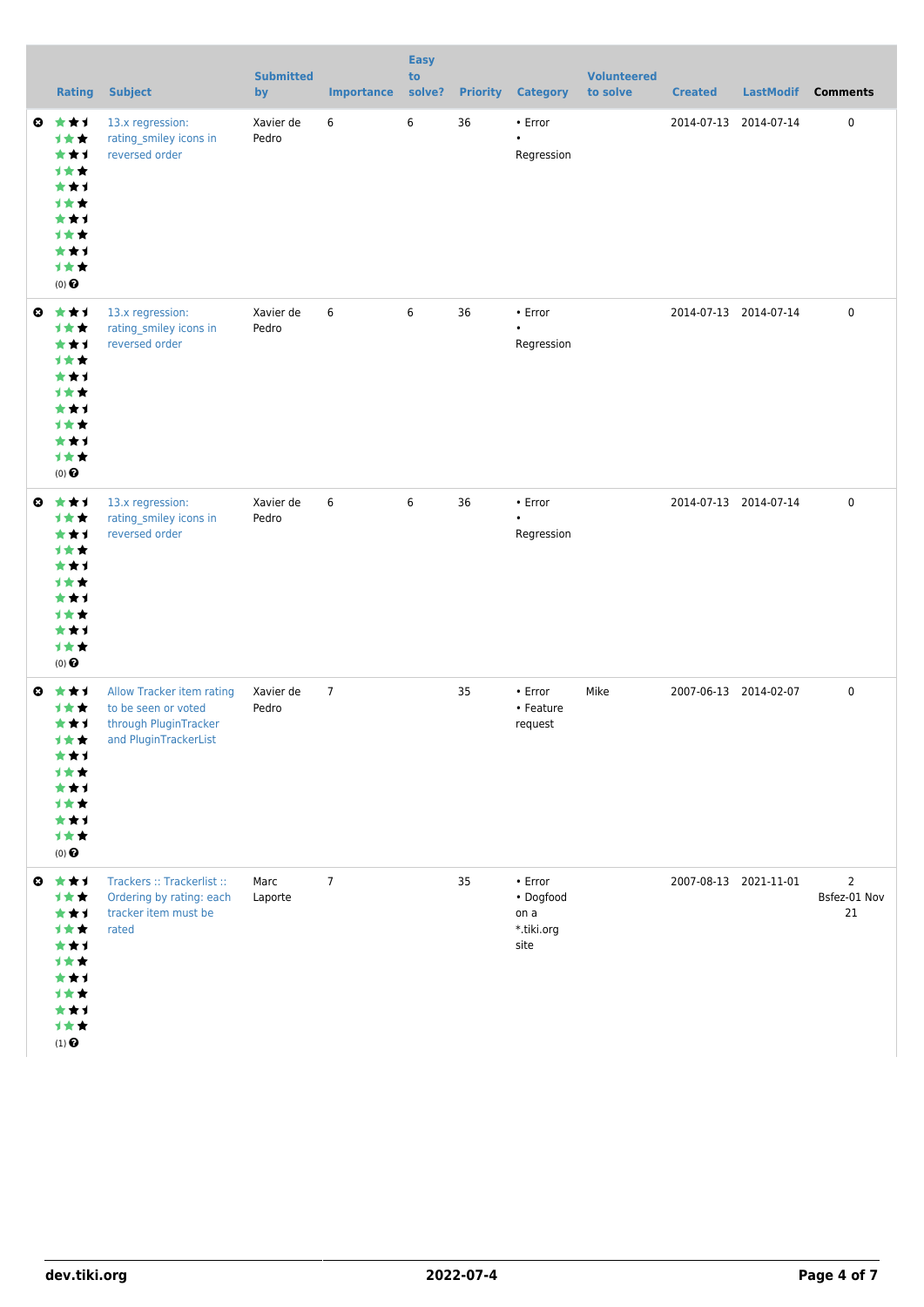| | Rating | Subject | Submitted by | Importance | Easy to solve? | Priority | Category | Volunteered to solve | Created | LastModif | Comments |
|---|---|---|---|---|---|---|---|---|---|---|---|
| | (0) | 13.x regression: rating_smiley icons in reversed order | Xavier de Pedro | 6 | 6 | 36 | • Error<br>• Regression | | 2014-07-13 | 2014-07-14 | 0 |
| | (0) | 13.x regression: rating_smiley icons in reversed order | Xavier de Pedro | 6 | 6 | 36 | • Error<br>• Regression | | 2014-07-13 | 2014-07-14 | 0 |
| | (0) | 13.x regression: rating_smiley icons in reversed order | Xavier de Pedro | 6 | 6 | 36 | • Error<br>• Regression | | 2014-07-13 | 2014-07-14 | 0 |
| | (0) | Allow Tracker item rating to be seen or voted through PluginTracker and PluginTrackerList | Xavier de Pedro | 7 | | 35 | • Error<br>• Feature request | Mike | 2007-06-13 | 2014-02-07 | 0 |
| | (1) | Trackers :: Trackerlist :: Ordering by rating: each tracker item must be rated | Marc Laporte | 7 | | 35 | • Error<br>• Dogfood on a *.tiki.org site | | 2007-08-13 | 2021-11-01 | 2<br>Bsfez-01 Nov 21 |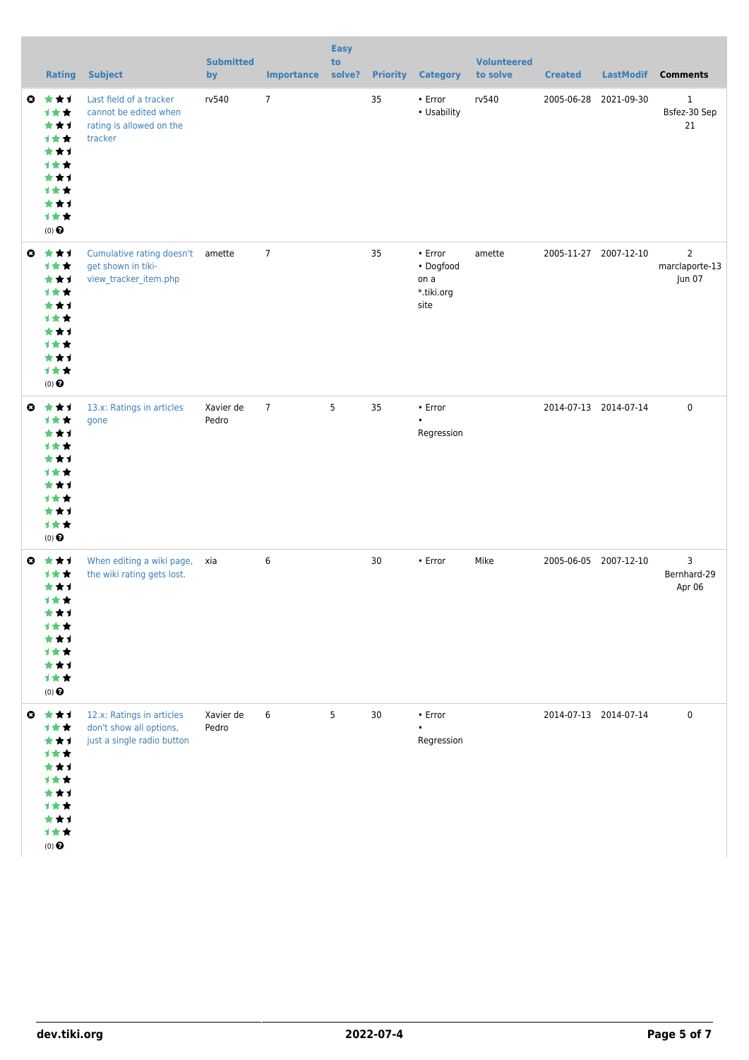| | Rating | Subject | Submitted by | Importance | Easy to solve? | Priority | Category | Volunteered to solve | Created | LastModif | Comments |
|---|---|---|---|---|---|---|---|---|---|---|---|
| | (0) | Last field of a tracker cannot be edited when rating is allowed on the tracker | rv540 | 7 | | 35 | • Error<br>• Usability | rv540 | 2005-06-28 | 2021-09-30 | 1<br>Bsfez-30 Sep 21 |
| | (0) | Cumulative rating doesn't get shown in tiki-view_tracker_item.php | amette | 7 | | 35 | • Error<br>• Dogfood on a *.tiki.org site | amette | 2005-11-27 | 2007-12-10 | 2<br>marclaporte-13 Jun 07 |
| | (0) | 13.x: Ratings in articles gone | Xavier de Pedro | 7 | 5 | 35 | • Error<br>• Regression | | 2014-07-13 | 2014-07-14 | 0 |
| | (0) | When editing a wiki page, the wiki rating gets lost. | xia | 6 | | 30 | • Error | Mike | 2005-06-05 | 2007-12-10 | 3<br>Bernhard-29 Apr 06 |
| | (0) | 12.x: Ratings in articles don't show all options, just a single radio button | Xavier de Pedro | 6 | 5 | 30 | • Error<br>• Regression | | 2014-07-13 | 2014-07-14 | 0 |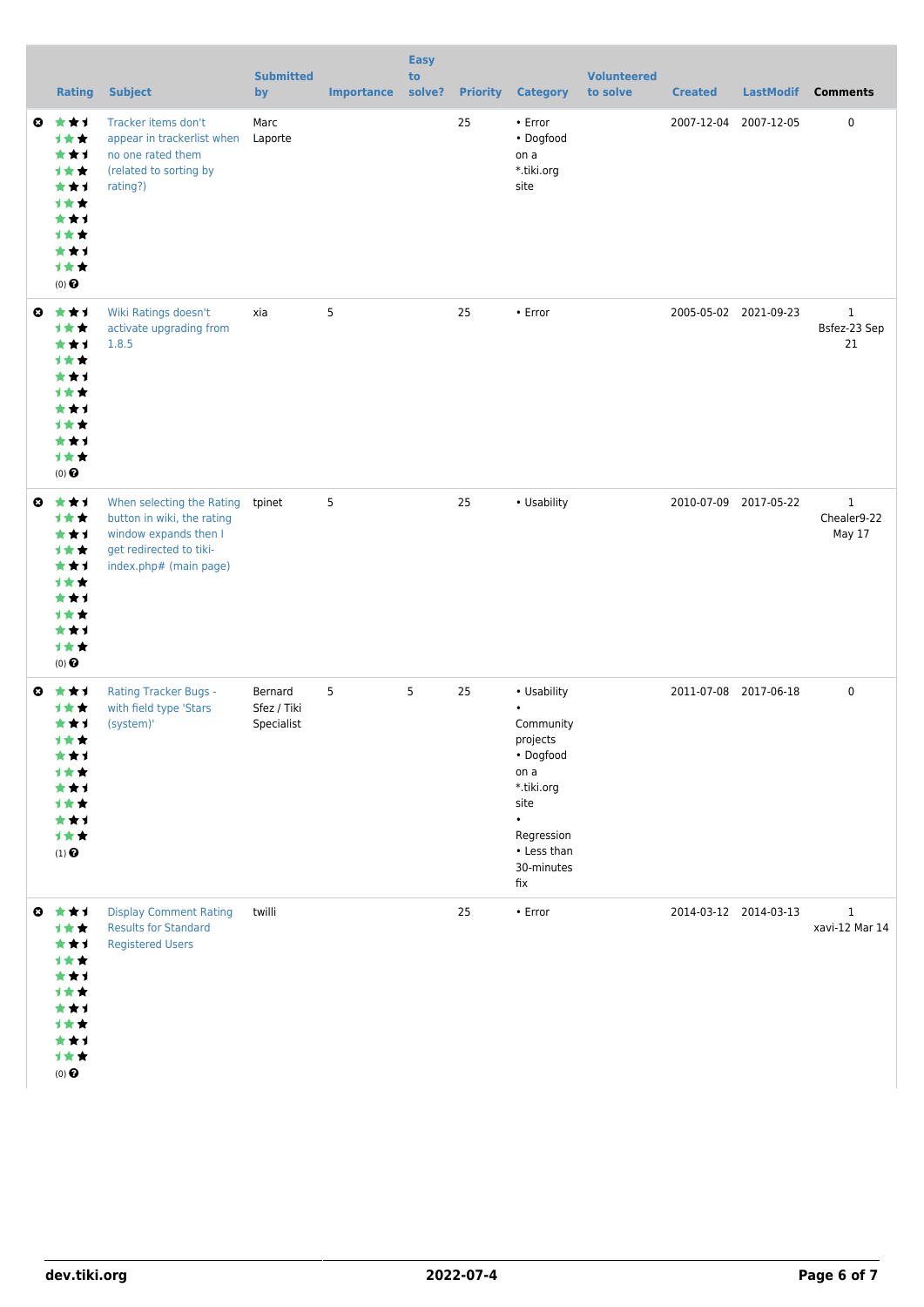| | Rating | Subject | Submitted by | Importance | Easy to solve? | Priority | Category | Volunteered to solve | Created | LastModif | Comments |
|---|---|---|---|---|---|---|---|---|---|---|---|
| | (0) | Tracker items don't appear in trackerlist when no one rated them (related to sorting by rating?) | Marc Laporte | | | 25 | • Error<br>• Dogfood on a *.tiki.org site | | 2007-12-04 | 2007-12-05 | 0 |
| | (0) | Wiki Ratings doesn't activate upgrading from 1.8.5 | xia | 5 | | 25 | • Error | | 2005-05-02 | 2021-09-23 | 1<br>Bsfez-23 Sep 21 |
| | (0) | When selecting the Rating button in wiki, the rating window expands then I get redirected to tiki-index.php# (main page) | tpinet | 5 | | 25 | • Usability | | 2010-07-09 | 2017-05-22 | 1<br>Chealer9-22 May 17 |
| | (1) | Rating Tracker Bugs - with field type 'Stars (system)' | Bernard Sfez / Tiki Specialist | 5 | 5 | 25 | • Usability<br>• Community projects<br>• Dogfood on a *.tiki.org site<br>• Regression<br>• Less than 30-minutes fix | | 2011-07-08 | 2017-06-18 | 0 |
| | (0) | Display Comment Rating Results for Standard Registered Users | twilli | | | 25 | • Error | | 2014-03-12 | 2014-03-13 | 1<br>xavi-12 Mar 14 |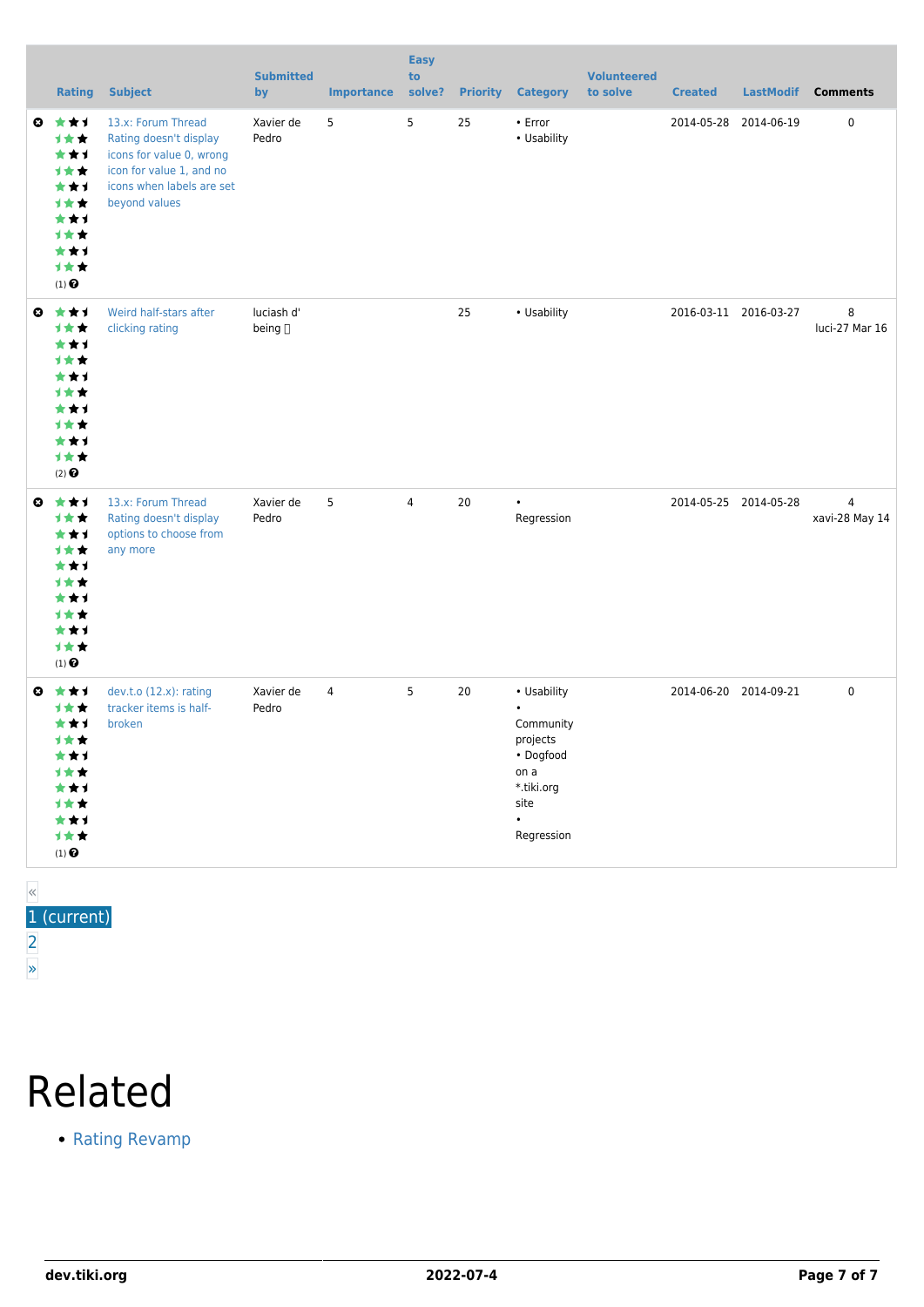| | Rating | Subject | Submitted by | Importance | Easy to solve? | Priority | Category | Volunteered to solve | Created | LastModif | Comments |
|---|---|---|---|---|---|---|---|---|---|---|---|
| | (1) | 13.x: Forum Thread Rating doesn't display icons for value 0, wrong icon for value 1, and no icons when labels are set beyond values | Xavier de Pedro | 5 | 5 | 25 | • Error • Usability | | 2014-05-28 | 2014-06-19 | 0 |
| | (2) | Weird half-stars after clicking rating | luciash d' being | | | 25 | • Usability | | 2016-03-11 | 2016-03-27 | 8 luci-27 Mar 16 |
| | (1) | 13.x: Forum Thread Rating doesn't display options to choose from any more | Xavier de Pedro | 5 | 4 | 20 | • Regression | | 2014-05-25 | 2014-05-28 | 4 xavi-28 May 14 |
| | (1) | dev.t.o (12.x): rating tracker items is half-broken | Xavier de Pedro | 4 | 5 | 20 | • Usability • Community projects • Dogfood on a *.tiki.org site • Regression | | 2014-06-20 | 2014-09-21 | 0 |

«
1 (current)
2
»

# Related

- Rating Revamp